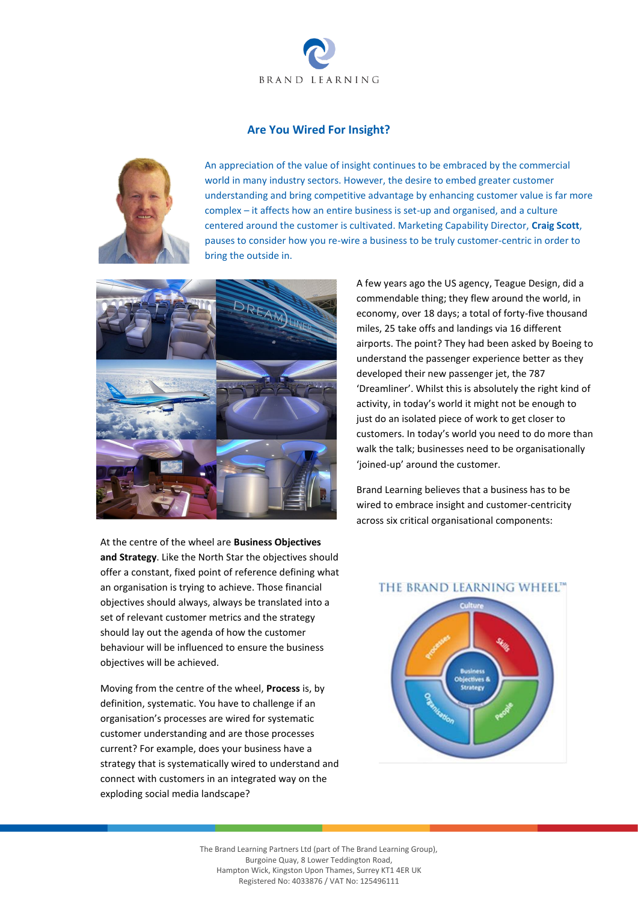BRAND LEARNING

# Are You Wired For Insight?

An appreciation of the value of insight continues to be embraced by the commercial world in many industry sectors. However, the desire to embed greater customer understanding and bring competitive advantage by enhancing customer value is far more complex – it affects how an entire business is set-up and organised, and a culture centered around the customer is cultivated. Marketing Capability Director, **Craig Scott**, pauses to consider how you re-wire a business to be truly customer-centric in order to bring the outside in.

A few years ago the US agency, Teague Design, did a commendable thing; they flew around the world, in economy, over 18 days; a total of forty-five thousand miles, 25 take offs and landings via 16 different airports. The point? They had been asked by Boeing to understand the passenger experience better as they developed their new passenger jet, the 787 'Dreamliner'. Whilst this is absolutely the right kind of activity, in today's world it might not be enough to just do an isolated piece of work to get closer to customers. In today's world you need to do more than walk the talk; businesses need to be organisationally 'joined-up' around the customer.

Brand Learning believes that a business has to be wired to embrace insight and customer-centricity across six critical organisational components:

THE BRAND LEARNING WHEEL™

At the centre of the wheel are **Business Objectives and Strategy**. Like the North Star the objectives should offer a constant, fixed point of reference defining what an organisation is trying to achieve. Those financial objectives should always, always be translated into a set of relevant customer metrics and the strategy should lay out the agenda of how the customer behaviour will be influenced to ensure the business objectives will be achieved.

Moving from the centre of the wheel, **Process** is, by definition, systematic. You have to challenge if an organisation's processes are wired for systematic customer understanding and are those processes current? For example, does your business have a strategy that is systematically wired to understand and connect with customers in an integrated way on the exploding social media landscape?

The Brand Learning Partners Ltd (part of The Brand Learning Group),
Burgoine Quay, 8 Lower Teddington Road,
Hampton Wick, Kingston Upon Thames, Surrey KT1 4ER UK
Registered No: 4033876 / VAT No: 125496111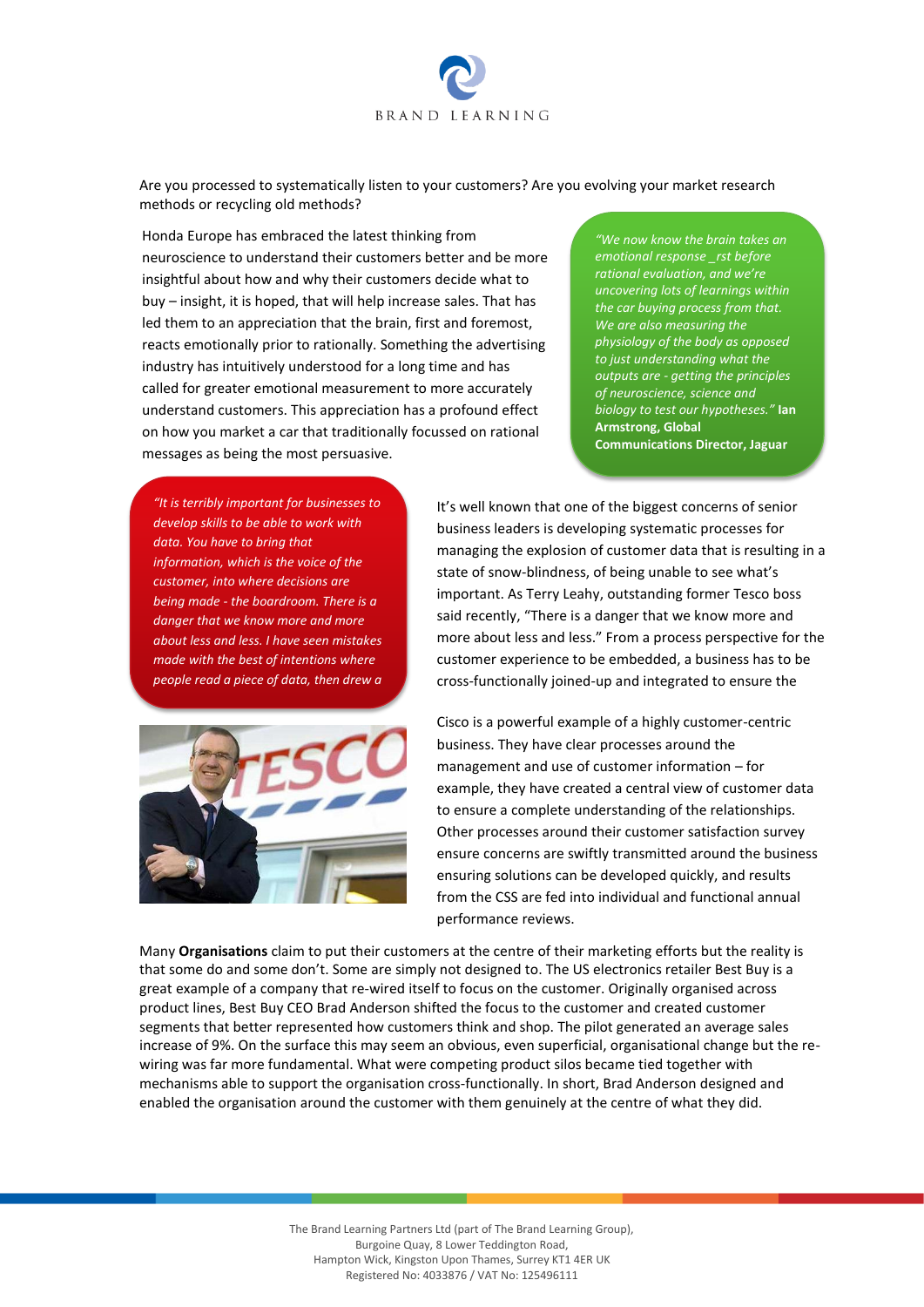Are you processed to systematically listen to your customers? Are you evolving your market research methods or recycling old methods?

Honda Europe has embraced the latest thinking from neuroscience to understand their customers better and be more insightful about how and why their customers decide what to buy – insight, it is hoped, that will help increase sales. That has led them to an appreciation that the brain, first and foremost, reacts emotionally prior to rationally. Something the advertising industry has intuitively understood for a long time and has called for greater emotional measurement to more accurately understand customers. This appreciation has a profound effect on how you market a car that traditionally focussed on rational messages as being the most persuasive.

*"We now know the brain takes an emotional response _rst before rational evaluation, and we're uncovering lots of learnings within the car buying process from that. We are also measuring the physiology of the body as opposed to just understanding what the outputs are - getting the principles of neuroscience, science and biology to test our hypotheses."* **Ian Armstrong, Global Communications Director, Jaguar**

*"It is terribly important for businesses to develop skills to be able to work with data. You have to bring that information, which is the voice of the customer, into where decisions are being made - the boardroom. There is a danger that we know more and more about less and less. I have seen mistakes made with the best of intentions where people read a piece of data, then drew a*

It's well known that one of the biggest concerns of senior business leaders is developing systematic processes for managing the explosion of customer data that is resulting in a state of snow-blindness, of being unable to see what's important. As Terry Leahy, outstanding former Tesco boss said recently, "There is a danger that we know more and more about less and less." From a process perspective for the customer experience to be embedded, a business has to be cross-functionally joined-up and integrated to ensure the

Cisco is a powerful example of a highly customer-centric business. They have clear processes around the management and use of customer information – for example, they have created a central view of customer data to ensure a complete understanding of the relationships. Other processes around their customer satisfaction survey ensure concerns are swiftly transmitted around the business ensuring solutions can be developed quickly, and results from the CSS are fed into individual and functional annual performance reviews.

Many **Organisations** claim to put their customers at the centre of their marketing efforts but the reality is that some do and some don't. Some are simply not designed to. The US electronics retailer Best Buy is a great example of a company that re-wired itself to focus on the customer. Originally organised across product lines, Best Buy CEO Brad Anderson shifted the focus to the customer and created customer segments that better represented how customers think and shop. The pilot generated an average sales increase of 9%. On the surface this may seem an obvious, even superficial, organisational change but the re-wiring was far more fundamental. What were competing product silos became tied together with mechanisms able to support the organisation cross-functionally. In short, Brad Anderson designed and enabled the organisation around the customer with them genuinely at the centre of what they did.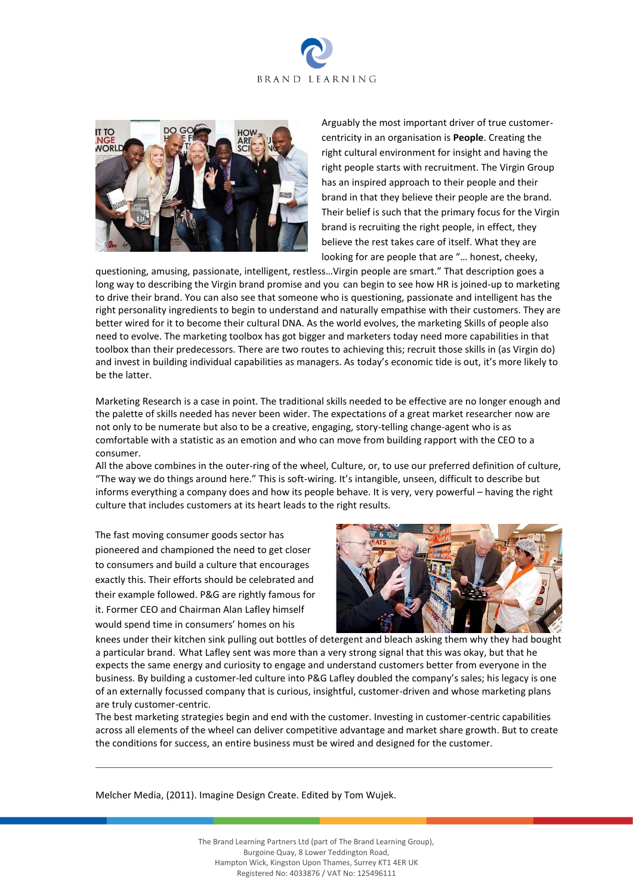Arguably the most important driver of true customer-centricity in an organisation is **People**. Creating the right cultural environment for insight and having the right people starts with recruitment. The Virgin Group has an inspired approach to their people and their brand in that they believe their people are the brand. Their belief is such that the primary focus for the Virgin brand is recruiting the right people, in effect, they believe the rest takes care of itself. What they are looking for are people that are "… honest, cheeky, questioning, amusing, passionate, intelligent, restless…Virgin people are smart." That description goes a long way to describing the Virgin brand promise and you can begin to see how HR is joined-up to marketing to drive their brand. You can also see that someone who is questioning, passionate and intelligent has the right personality ingredients to begin to understand and naturally empathise with their customers. They are better wired for it to become their cultural DNA. As the world evolves, the marketing Skills of people also need to evolve. The marketing toolbox has got bigger and marketers today need more capabilities in that toolbox than their predecessors. There are two routes to achieving this; recruit those skills in (as Virgin do) and invest in building individual capabilities as managers. As today's economic tide is out, it's more likely to be the latter.

Marketing Research is a case in point. The traditional skills needed to be effective are no longer enough and the palette of skills needed has never been wider. The expectations of a great market researcher now are not only to be numerate but also to be a creative, engaging, story-telling change-agent who is as comfortable with a statistic as an emotion and who can move from building rapport with the CEO to a consumer.

All the above combines in the outer-ring of the wheel, Culture, or, to use our preferred definition of culture, "The way we do things around here." This is soft-wiring. It's intangible, unseen, difficult to describe but informs everything a company does and how its people behave. It is very, very powerful – having the right culture that includes customers at its heart leads to the right results.

The fast moving consumer goods sector has pioneered and championed the need to get closer to consumers and build a culture that encourages exactly this. Their efforts should be celebrated and their example followed. P&G are rightly famous for it. Former CEO and Chairman Alan Lafley himself would spend time in consumers' homes on his knees under their kitchen sink pulling out bottles of detergent and bleach asking them why they had bought a particular brand. What Lafley sent was more than a very strong signal that this was okay, but that he expects the same energy and curiosity to engage and understand customers better from everyone in the business. By building a customer-led culture into P&G Lafley doubled the company's sales; his legacy is one of an externally focussed company that is curious, insightful, customer-driven and whose marketing plans are truly customer-centric.

The best marketing strategies begin and end with the customer. Investing in customer-centric capabilities across all elements of the wheel can deliver competitive advantage and market share growth. But to create the conditions for success, an entire business must be wired and designed for the customer.

---

Melcher Media, (2011). Imagine Design Create. Edited by Tom Wujek.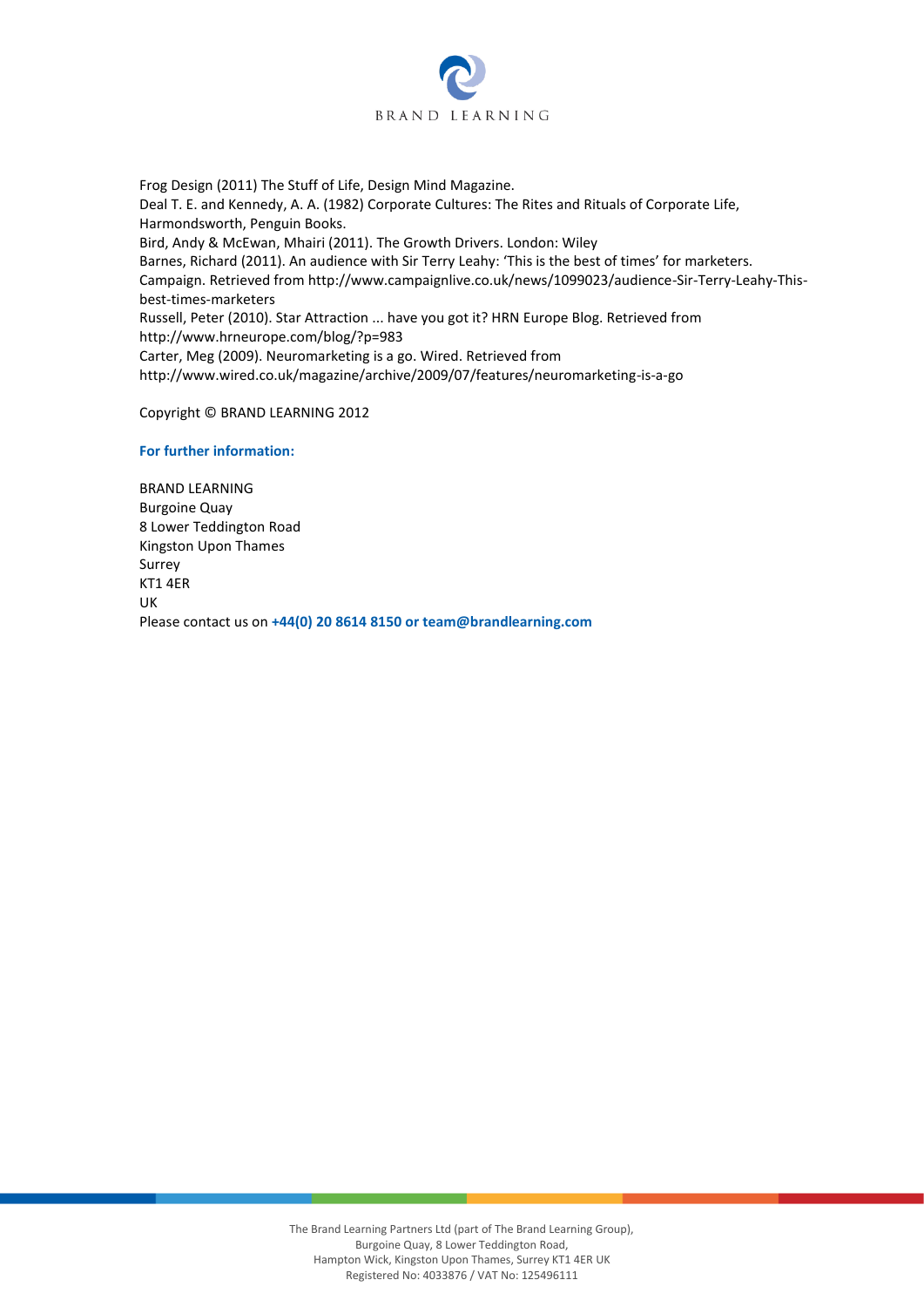Frog Design (2011) The Stuff of Life, Design Mind Magazine.
Deal T. E. and Kennedy, A. A. (1982) Corporate Cultures: The Rites and Rituals of Corporate Life, Harmondsworth, Penguin Books.
Bird, Andy & McEwan, Mhairi (2011). The Growth Drivers. London: Wiley
Barnes, Richard (2011). An audience with Sir Terry Leahy: 'This is the best of times' for marketers. Campaign. Retrieved from http://www.campaignlive.co.uk/news/1099023/audience-Sir-Terry-Leahy-This-best-times-marketers
Russell, Peter (2010). Star Attraction ... have you got it? HRN Europe Blog. Retrieved from http://www.hrneurope.com/blog/?p=983
Carter, Meg (2009). Neuromarketing is a go. Wired. Retrieved from http://www.wired.co.uk/magazine/archive/2009/07/features/neuromarketing-is-a-go

Copyright © BRAND LEARNING 2012

**For further information:**

BRAND LEARNING
Burgoine Quay
8 Lower Teddington Road
Kingston Upon Thames
Surrey
KT1 4ER
UK
Please contact us on **+44(0) 20 8614 8150 or team@brandlearning.com**